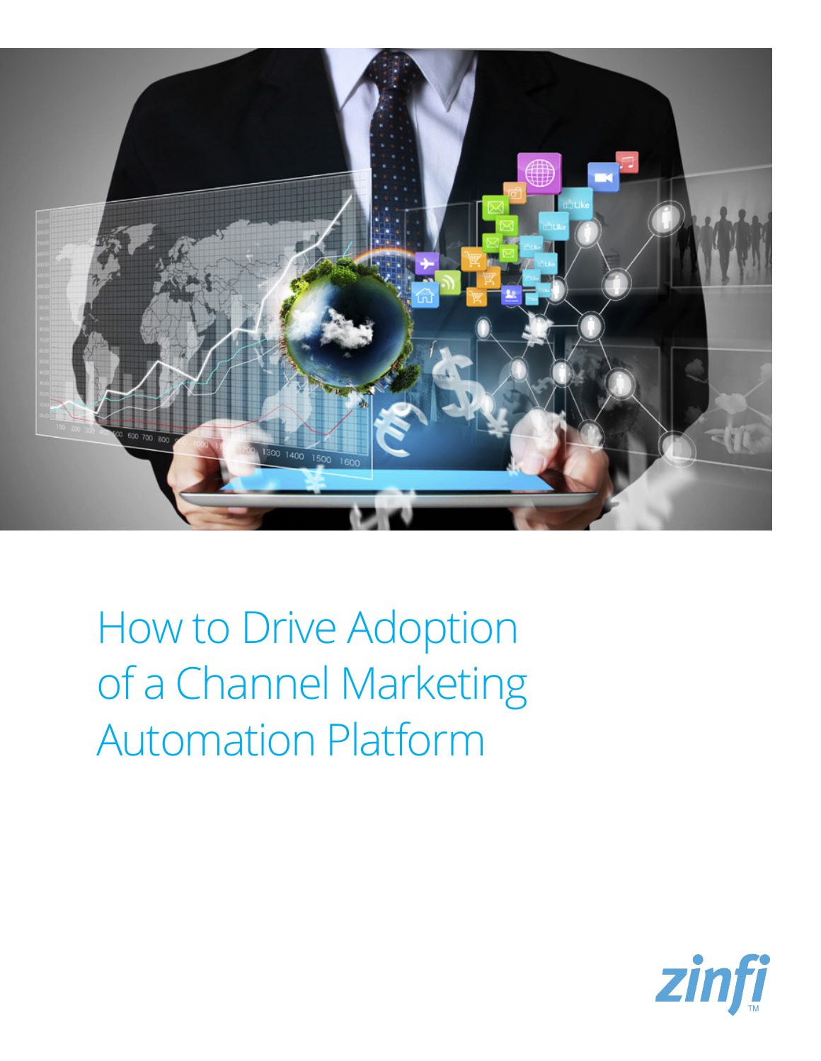# How to Drive Adoption of a Channel Marketing Automation Platform

zinfi™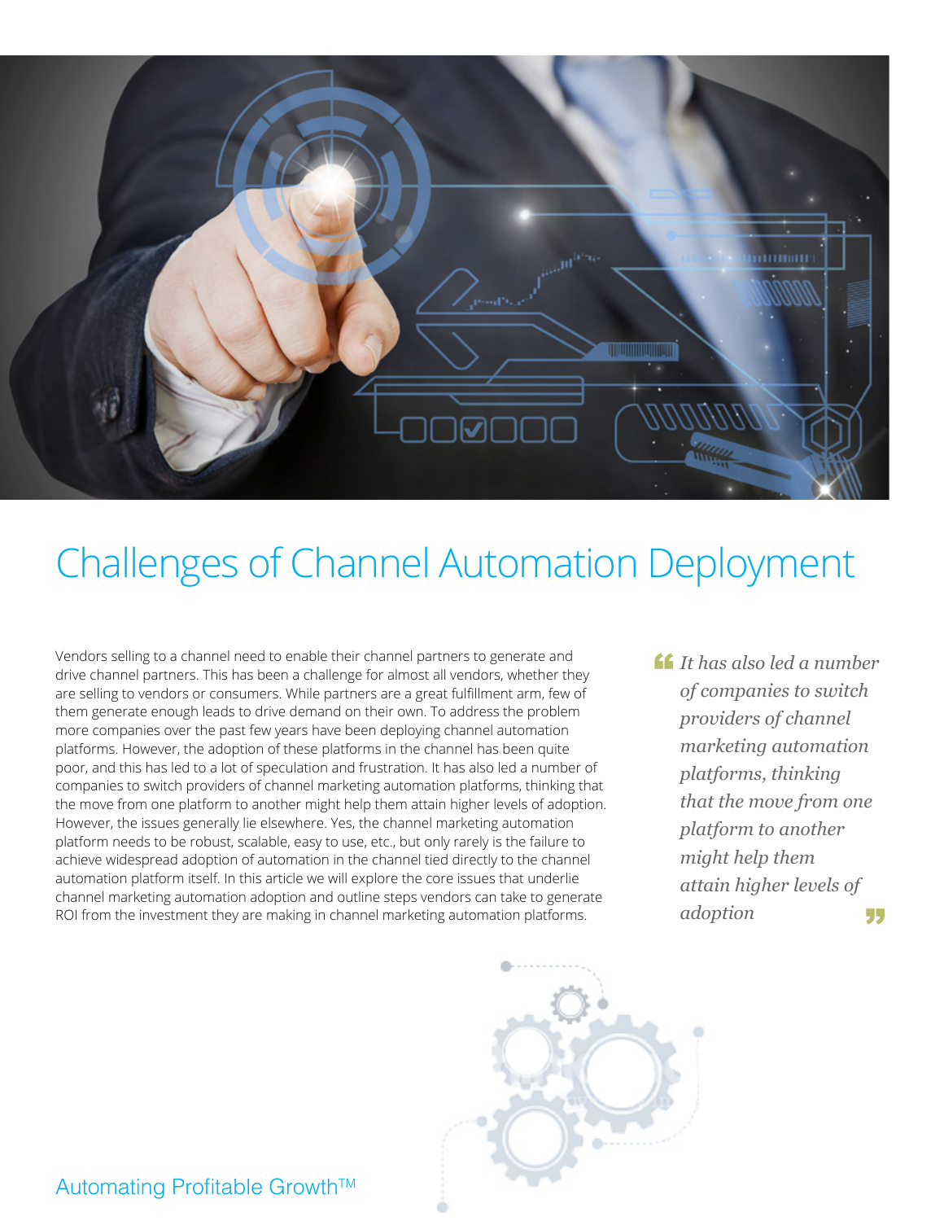# Challenges of Channel Automation Deployment

Vendors selling to a channel need to enable their channel partners to generate and drive channel partners. This has been a challenge for almost all vendors, whether they are selling to vendors or consumers. While partners are a great fulfillment arm, few of them generate enough leads to drive demand on their own. To address the problem more companies over the past few years have been deploying channel automation platforms. However, the adoption of these platforms in the channel has been quite poor, and this has led to a lot of speculation and frustration. It has also led a number of companies to switch providers of channel marketing automation platforms, thinking that the move from one platform to another might help them attain higher levels of adoption. However, the issues generally lie elsewhere. Yes, the channel marketing automation platform needs to be robust, scalable, easy to use, etc., but only rarely is the failure to achieve widespread adoption of automation in the channel tied directly to the channel automation platform itself. In this article we will explore the core issues that underlie channel marketing automation adoption and outline steps vendors can take to generate ROI from the investment they are making in channel marketing automation platforms.

> *It has also led a number of companies to switch providers of channel marketing automation platforms, thinking that the move from one platform to another might help them attain higher levels of adoption*

Automating Profitable Growth™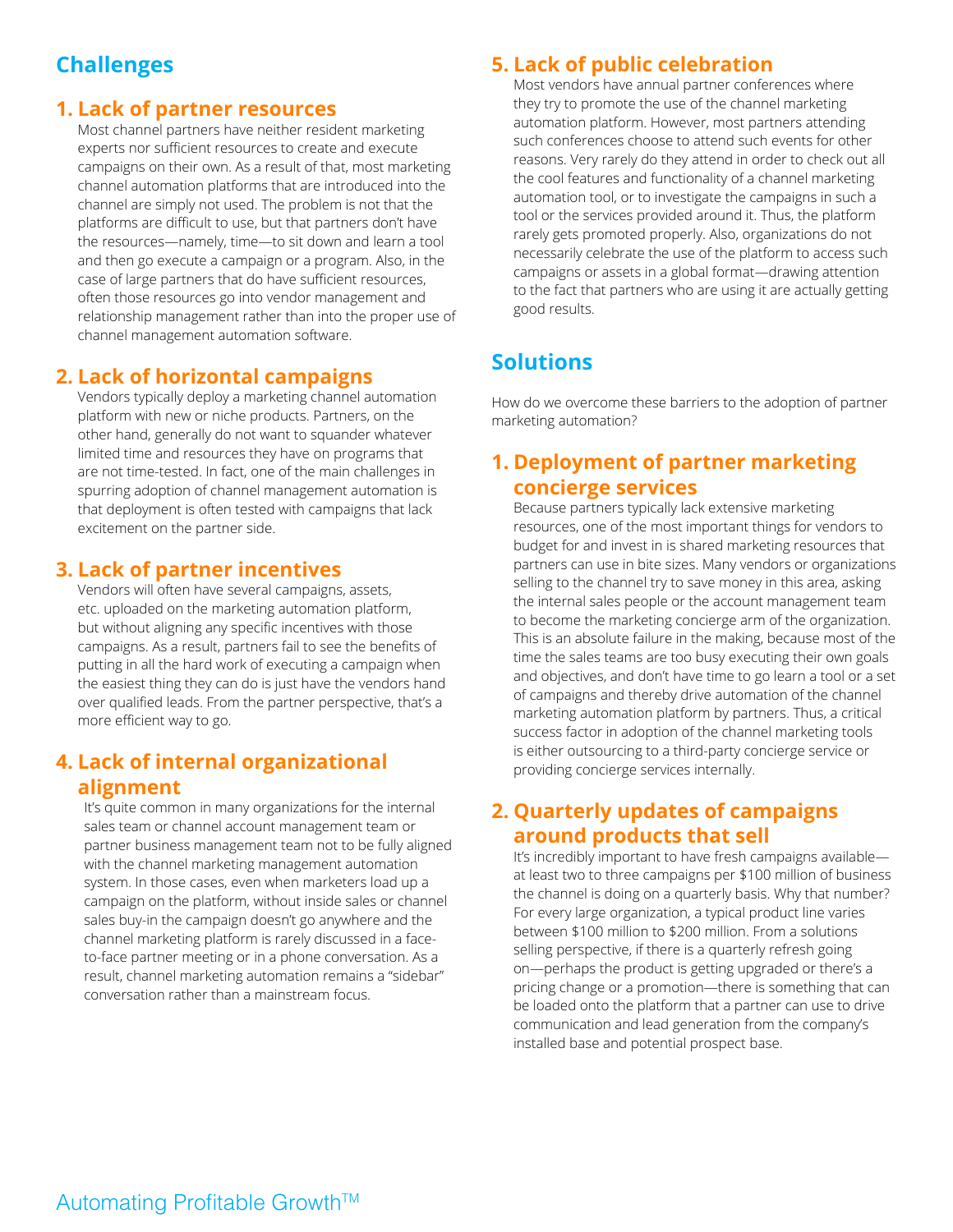## Challenges

### 1. Lack of partner resources

Most channel partners have neither resident marketing experts nor sufficient resources to create and execute campaigns on their own. As a result of that, most marketing channel automation platforms that are introduced into the channel are simply not used. The problem is not that the platforms are difficult to use, but that partners don't have the resources—namely, time—to sit down and learn a tool and then go execute a campaign or a program. Also, in the case of large partners that do have sufficient resources, often those resources go into vendor management and relationship management rather than into the proper use of channel management automation software.

### 2. Lack of horizontal campaigns

Vendors typically deploy a marketing channel automation platform with new or niche products. Partners, on the other hand, generally do not want to squander whatever limited time and resources they have on programs that are not time-tested. In fact, one of the main challenges in spurring adoption of channel management automation is that deployment is often tested with campaigns that lack excitement on the partner side.

### 3. Lack of partner incentives

Vendors will often have several campaigns, assets, etc. uploaded on the marketing automation platform, but without aligning any specific incentives with those campaigns. As a result, partners fail to see the benefits of putting in all the hard work of executing a campaign when the easiest thing they can do is just have the vendors hand over qualified leads. From the partner perspective, that's a more efficient way to go.

### 4. Lack of internal organizational alignment

It's quite common in many organizations for the internal sales team or channel account management team or partner business management team not to be fully aligned with the channel marketing management automation system. In those cases, even when marketers load up a campaign on the platform, without inside sales or channel sales buy-in the campaign doesn't go anywhere and the channel marketing platform is rarely discussed in a face-to-face partner meeting or in a phone conversation. As a result, channel marketing automation remains a "sidebar" conversation rather than a mainstream focus.

### 5. Lack of public celebration

Most vendors have annual partner conferences where they try to promote the use of the channel marketing automation platform. However, most partners attending such conferences choose to attend such events for other reasons. Very rarely do they attend in order to check out all the cool features and functionality of a channel marketing automation tool, or to investigate the campaigns in such a tool or the services provided around it. Thus, the platform rarely gets promoted properly. Also, organizations do not necessarily celebrate the use of the platform to access such campaigns or assets in a global format—drawing attention to the fact that partners who are using it are actually getting good results.

## Solutions

How do we overcome these barriers to the adoption of partner marketing automation?

### 1. Deployment of partner marketing concierge services

Because partners typically lack extensive marketing resources, one of the most important things for vendors to budget for and invest in is shared marketing resources that partners can use in bite sizes. Many vendors or organizations selling to the channel try to save money in this area, asking the internal sales people or the account management team to become the marketing concierge arm of the organization. This is an absolute failure in the making, because most of the time the sales teams are too busy executing their own goals and objectives, and don't have time to go learn a tool or a set of campaigns and thereby drive automation of the channel marketing automation platform by partners. Thus, a critical success factor in adoption of the channel marketing tools is either outsourcing to a third-party concierge service or providing concierge services internally.

### 2. Quarterly updates of campaigns around products that sell

It's incredibly important to have fresh campaigns available—at least two to three campaigns per $100 million of business the channel is doing on a quarterly basis. Why that number? For every large organization, a typical product line varies between $100 million to $200 million. From a solutions selling perspective, if there is a quarterly refresh going on—perhaps the product is getting upgraded or there's a pricing change or a promotion—there is something that can be loaded onto the platform that a partner can use to drive communication and lead generation from the company's installed base and potential prospect base.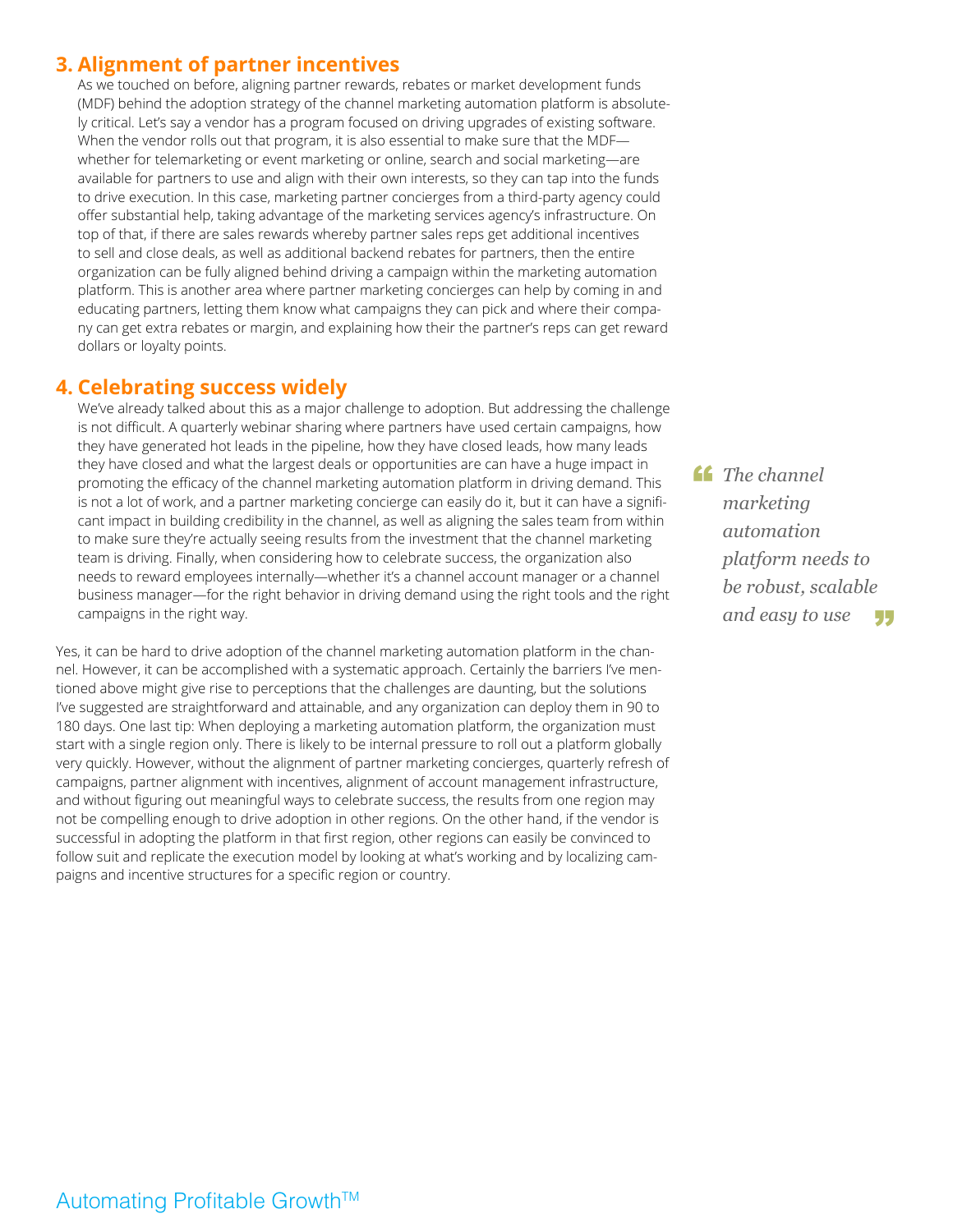## 3. Alignment of partner incentives

As we touched on before, aligning partner rewards, rebates or market development funds (MDF) behind the adoption strategy of the channel marketing automation platform is absolutely critical. Let's say a vendor has a program focused on driving upgrades of existing software. When the vendor rolls out that program, it is also essential to make sure that the MDF—whether for telemarketing or event marketing or online, search and social marketing—are available for partners to use and align with their own interests, so they can tap into the funds to drive execution. In this case, marketing partner concierges from a third-party agency could offer substantial help, taking advantage of the marketing services agency's infrastructure. On top of that, if there are sales rewards whereby partner sales reps get additional incentives to sell and close deals, as well as additional backend rebates for partners, then the entire organization can be fully aligned behind driving a campaign within the marketing automation platform. This is another area where partner marketing concierges can help by coming in and educating partners, letting them know what campaigns they can pick and where their company can get extra rebates or margin, and explaining how their the partner's reps can get reward dollars or loyalty points.

## 4. Celebrating success widely

We've already talked about this as a major challenge to adoption. But addressing the challenge is not difficult. A quarterly webinar sharing where partners have used certain campaigns, how they have generated hot leads in the pipeline, how they have closed leads, how many leads they have closed and what the largest deals or opportunities are can have a huge impact in promoting the efficacy of the channel marketing automation platform in driving demand. This is not a lot of work, and a partner marketing concierge can easily do it, but it can have a significant impact in building credibility in the channel, as well as aligning the sales team from within to make sure they're actually seeing results from the investment that the channel marketing team is driving. Finally, when considering how to celebrate success, the organization also needs to reward employees internally—whether it's a channel account manager or a channel business manager—for the right behavior in driving demand using the right tools and the right campaigns in the right way.

> *"The channel marketing automation platform needs to be robust, scalable and easy to use"*

Yes, it can be hard to drive adoption of the channel marketing automation platform in the channel. However, it can be accomplished with a systematic approach. Certainly the barriers I've mentioned above might give rise to perceptions that the challenges are daunting, but the solutions I've suggested are straightforward and attainable, and any organization can deploy them in 90 to 180 days. One last tip: When deploying a marketing automation platform, the organization must start with a single region only. There is likely to be internal pressure to roll out a platform globally very quickly. However, without the alignment of partner marketing concierges, quarterly refresh of campaigns, partner alignment with incentives, alignment of account management infrastructure, and without figuring out meaningful ways to celebrate success, the results from one region may not be compelling enough to drive adoption in other regions. On the other hand, if the vendor is successful in adopting the platform in that first region, other regions can easily be convinced to follow suit and replicate the execution model by looking at what's working and by localizing campaigns and incentive structures for a specific region or country.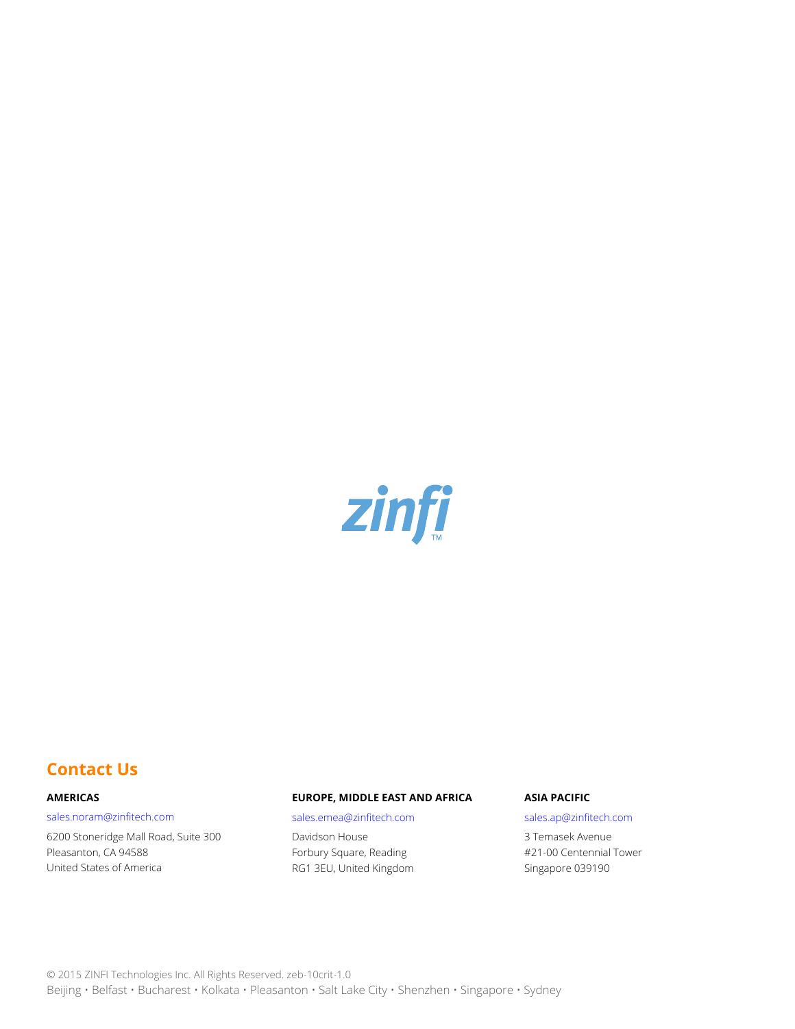## Contact Us

**AMERICAS**

sales.noram@zinfitech.com

6200 Stoneridge Mall Road, Suite 300
Pleasanton, CA 94588
United States of America

**EUROPE, MIDDLE EAST AND AFRICA**

sales.emea@zinfitech.com

Davidson House
Forbury Square, Reading
RG1 3EU, United Kingdom

**ASIA PACIFIC**

sales.ap@zinfitech.com

3 Temasek Avenue
#21-00 Centennial Tower
Singapore 039190

© 2015 ZINFI Technologies Inc. All Rights Reserved. zeb-10crit-1.0
Beijing • Belfast • Bucharest • Kolkata • Pleasanton • Salt Lake City • Shenzhen • Singapore • Sydney